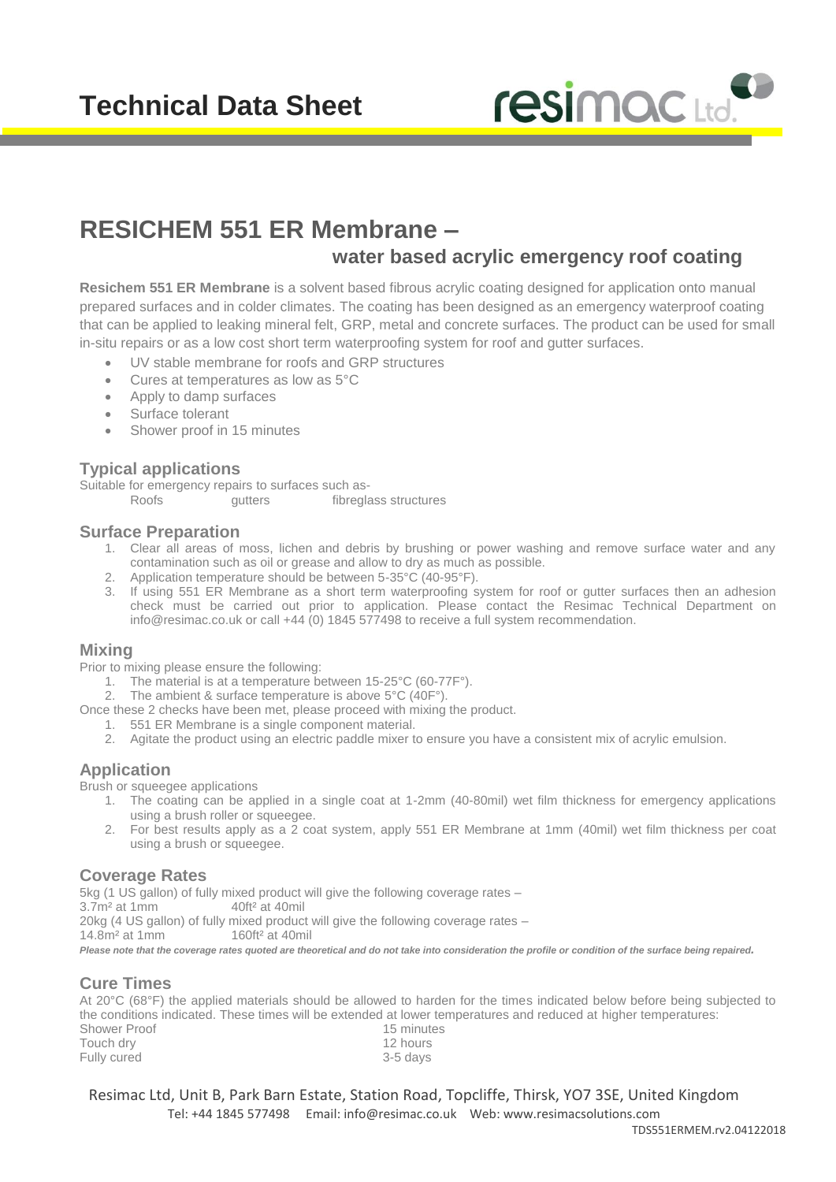# Technical Data Sheet

## RESICHEM 551 ER Membrane –

### water based acrylic emergency roof coating

**Resichem 551 ER Membrane** is a solvent based fibrous acrylic coating designed for application onto manual prepared surfaces and in colder climates. The coating has been designed as an emergency waterproof coating that can be applied to leaking mineral felt, GRP, metal and concrete surfaces. The product can be used for small in-situ repairs or as a low cost short term waterproofing system for roof and gutter surfaces.

- UV stable membrane for roofs and GRP structures
- Cures at temperatures as low as 5°C
- Apply to damp surfaces
- Surface tolerant
- Shower proof in 15 minutes

### Typical applications

Suitable for emergency repairs to surfaces such as-

Roofs　　gutters　　fibreglass structures

### Surface Preparation

1. Clear all areas of moss, lichen and debris by brushing or power washing and remove surface water and any contamination such as oil or grease and allow to dry as much as possible.
2. Application temperature should be between 5-35°C (40-95°F).
3. If using 551 ER Membrane as a short term waterproofing system for roof or gutter surfaces then an adhesion check must be carried out prior to application. Please contact the Resimac Technical Department on info@resimac.co.uk or call +44 (0) 1845 577498 to receive a full system recommendation.

### Mixing

Prior to mixing please ensure the following:

1. The material is at a temperature between 15-25°C (60-77F°).
2. The ambient & surface temperature is above 5°C (40F°).

Once these 2 checks have been met, please proceed with mixing the product.

1. 551 ER Membrane is a single component material.
2. Agitate the product using an electric paddle mixer to ensure you have a consistent mix of acrylic emulsion.

### Application

Brush or squeegee applications

1. The coating can be applied in a single coat at 1-2mm (40-80mil) wet film thickness for emergency applications using a brush roller or squeegee.
2. For best results apply as a 2 coat system, apply 551 ER Membrane at 1mm (40mil) wet film thickness per coat using a brush or squeegee.

### Coverage Rates

5kg (1 US gallon) of fully mixed product will give the following coverage rates –
3.7m² at 1mm　　40ft² at 40mil
20kg (4 US gallon) of fully mixed product will give the following coverage rates –
14.8m² at 1mm　　160ft² at 40mil

***Please note that the coverage rates quoted are theoretical and do not take into consideration the profile or condition of the surface being repaired.***

### Cure Times

At 20°C (68°F) the applied materials should be allowed to harden for the times indicated below before being subjected to the conditions indicated. These times will be extended at lower temperatures and reduced at higher temperatures:

| | |
|---|---|
| Shower Proof | 15 minutes |
| Touch dry | 12 hours |
| Fully cured | 3-5 days |

Resimac Ltd, Unit B, Park Barn Estate, Station Road, Topcliffe, Thirsk, YO7 3SE, United Kingdom
Tel: +44 1845 577498　Email: info@resimac.co.uk　Web: www.resimacsolutions.com

TDS551ERMEM.rv2.04122018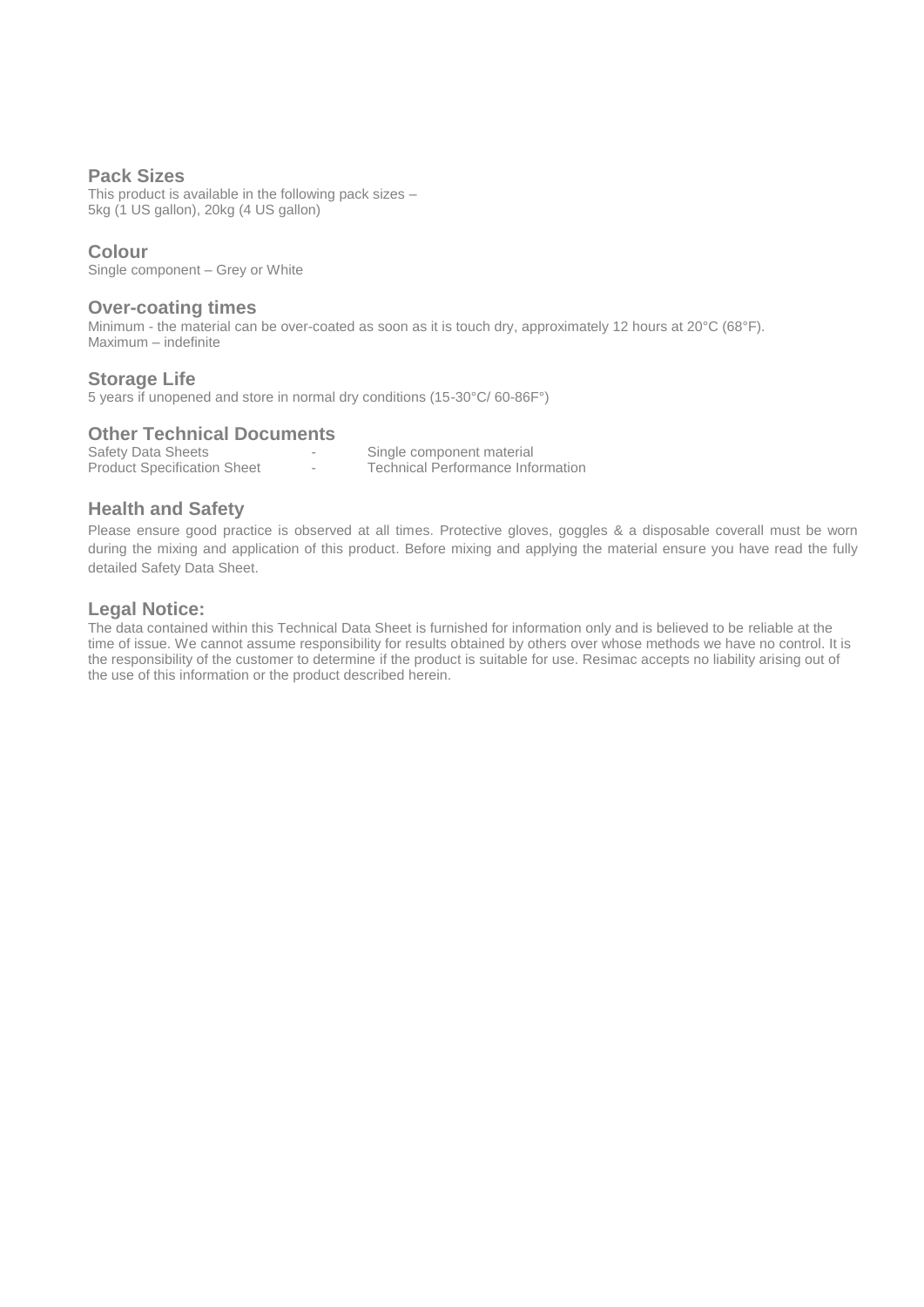## Pack Sizes

This product is available in the following pack sizes –
5kg (1 US gallon), 20kg (4 US gallon)

## Colour

Single component – Grey or White

## Over-coating times

Minimum - the material can be over-coated as soon as it is touch dry, approximately 12 hours at 20°C (68°F).
Maximum – indefinite

## Storage Life

5 years if unopened and store in normal dry conditions (15-30°C/ 60-86F°)

## Other Technical Documents

| | | |
|---|---|---|
| Safety Data Sheets | - | Single component material |
| Product Specification Sheet | - | Technical Performance Information |

## Health and Safety

Please ensure good practice is observed at all times. Protective gloves, goggles & a disposable coverall must be worn during the mixing and application of this product. Before mixing and applying the material ensure you have read the fully detailed Safety Data Sheet.

## Legal Notice:

The data contained within this Technical Data Sheet is furnished for information only and is believed to be reliable at the time of issue. We cannot assume responsibility for results obtained by others over whose methods we have no control. It is the responsibility of the customer to determine if the product is suitable for use. Resimac accepts no liability arising out of the use of this information or the product described herein.